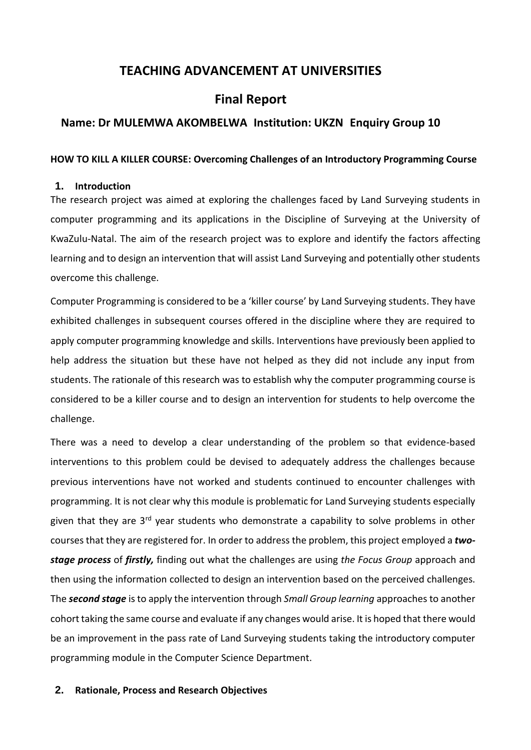# TEACHING ADVANCEMENT AT UNIVERSITIES

## Final Report

### Name: Dr MULEMWA AKOMBELWA Institution: UKZN Enquiry Group 10

**HOW TO KILL A KILLER COURSE: Overcoming Challenges of an Introductory Programming Course**

## 1. Introduction

The research project was aimed at exploring the challenges faced by Land Surveying students in computer programming and its applications in the Discipline of Surveying at the University of KwaZulu-Natal. The aim of the research project was to explore and identify the factors affecting learning and to design an intervention that will assist Land Surveying and potentially other students overcome this challenge.

Computer Programming is considered to be a 'killer course' by Land Surveying students. They have exhibited challenges in subsequent courses offered in the discipline where they are required to apply computer programming knowledge and skills. Interventions have previously been applied to help address the situation but these have not helped as they did not include any input from students. The rationale of this research was to establish why the computer programming course is considered to be a killer course and to design an intervention for students to help overcome the challenge.

There was a need to develop a clear understanding of the problem so that evidence-based interventions to this problem could be devised to adequately address the challenges because previous interventions have not worked and students continued to encounter challenges with programming. It is not clear why this module is problematic for Land Surveying students especially given that they are 3rd year students who demonstrate a capability to solve problems in other courses that they are registered for. In order to address the problem, this project employed a ***two-stage process*** of ***firstly,*** finding out what the challenges are using *the Focus Group* approach and then using the information collected to design an intervention based on the perceived challenges. The ***second stage*** is to apply the intervention through *Small Group learning* approaches to another cohort taking the same course and evaluate if any changes would arise. It is hoped that there would be an improvement in the pass rate of Land Surveying students taking the introductory computer programming module in the Computer Science Department.

## 2. Rationale, Process and Research Objectives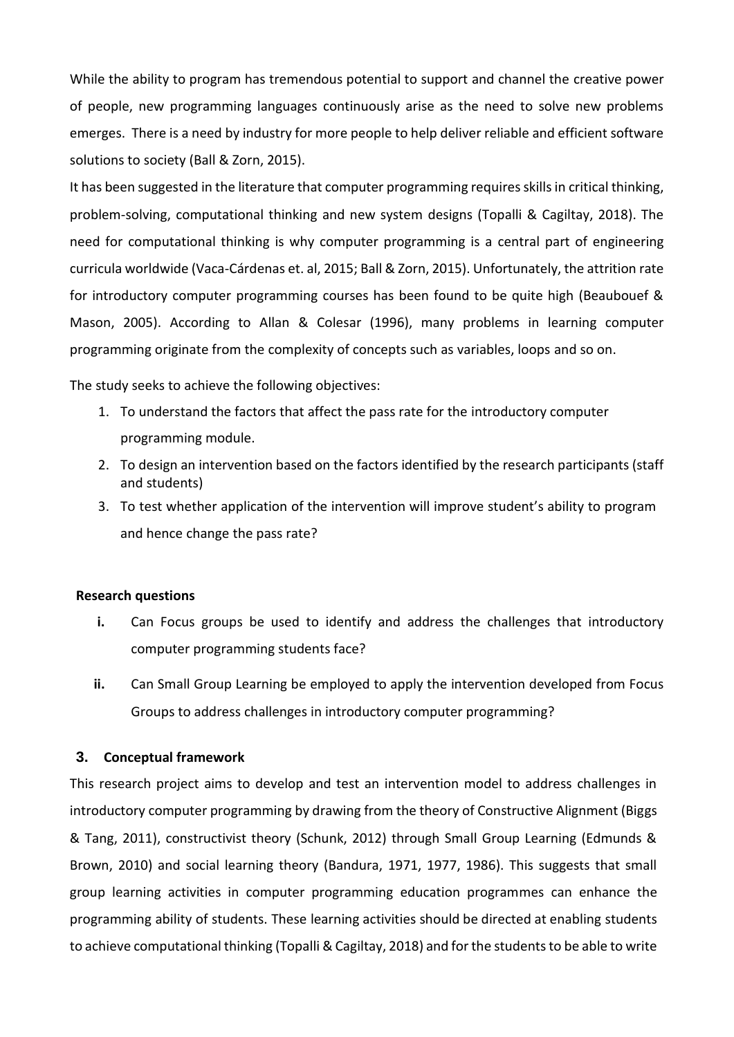While the ability to program has tremendous potential to support and channel the creative power of people, new programming languages continuously arise as the need to solve new problems emerges. There is a need by industry for more people to help deliver reliable and efficient software solutions to society (Ball & Zorn, 2015).

It has been suggested in the literature that computer programming requires skills in critical thinking, problem-solving, computational thinking and new system designs (Topalli & Cagiltay, 2018). The need for computational thinking is why computer programming is a central part of engineering curricula worldwide (Vaca-Cárdenas et. al, 2015; Ball & Zorn, 2015). Unfortunately, the attrition rate for introductory computer programming courses has been found to be quite high (Beaubouef & Mason, 2005). According to Allan & Colesar (1996), many problems in learning computer programming originate from the complexity of concepts such as variables, loops and so on.

The study seeks to achieve the following objectives:

1. To understand the factors that affect the pass rate for the introductory computer programming module.
2. To design an intervention based on the factors identified by the research participants (staff and students)
3. To test whether application of the intervention will improve student's ability to program and hence change the pass rate?

**Research questions**

- **i.** Can Focus groups be used to identify and address the challenges that introductory computer programming students face?
- **ii.** Can Small Group Learning be employed to apply the intervention developed from Focus Groups to address challenges in introductory computer programming?

## 3. Conceptual framework

This research project aims to develop and test an intervention model to address challenges in introductory computer programming by drawing from the theory of Constructive Alignment (Biggs & Tang, 2011), constructivist theory (Schunk, 2012) through Small Group Learning (Edmunds & Brown, 2010) and social learning theory (Bandura, 1971, 1977, 1986). This suggests that small group learning activities in computer programming education programmes can enhance the programming ability of students. These learning activities should be directed at enabling students to achieve computational thinking (Topalli & Cagiltay, 2018) and for the students to be able to write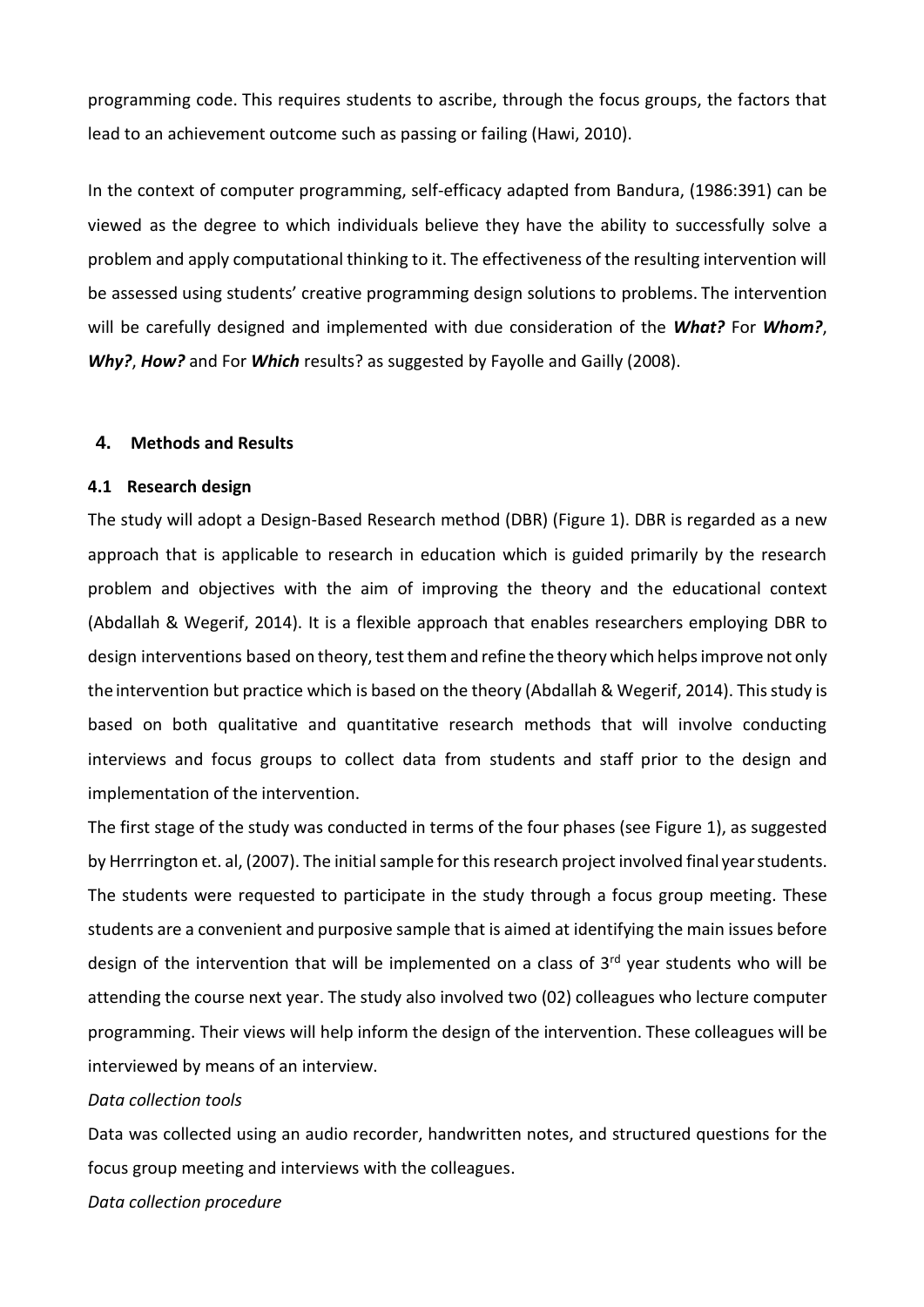programming code. This requires students to ascribe, through the focus groups, the factors that lead to an achievement outcome such as passing or failing (Hawi, 2010).

In the context of computer programming, self-efficacy adapted from Bandura, (1986:391) can be viewed as the degree to which individuals believe they have the ability to successfully solve a problem and apply computational thinking to it. The effectiveness of the resulting intervention will be assessed using students' creative programming design solutions to problems. The intervention will be carefully designed and implemented with due consideration of the ***What?*** For ***Whom?***, ***Why?***, ***How?*** and For ***Which*** results? as suggested by Fayolle and Gailly (2008).

## 4. Methods and Results

### 4.1 Research design

The study will adopt a Design-Based Research method (DBR) (Figure 1). DBR is regarded as a new approach that is applicable to research in education which is guided primarily by the research problem and objectives with the aim of improving the theory and the educational context (Abdallah & Wegerif, 2014). It is a flexible approach that enables researchers employing DBR to design interventions based on theory, test them and refine the theory which helps improve not only the intervention but practice which is based on the theory (Abdallah & Wegerif, 2014). This study is based on both qualitative and quantitative research methods that will involve conducting interviews and focus groups to collect data from students and staff prior to the design and implementation of the intervention.

The first stage of the study was conducted in terms of the four phases (see Figure 1), as suggested by Herrrington et. al, (2007). The initial sample for this research project involved final year students. The students were requested to participate in the study through a focus group meeting. These students are a convenient and purposive sample that is aimed at identifying the main issues before design of the intervention that will be implemented on a class of 3rd year students who will be attending the course next year. The study also involved two (02) colleagues who lecture computer programming. Their views will help inform the design of the intervention. These colleagues will be interviewed by means of an interview.

*Data collection tools*

Data was collected using an audio recorder, handwritten notes, and structured questions for the focus group meeting and interviews with the colleagues.

*Data collection procedure*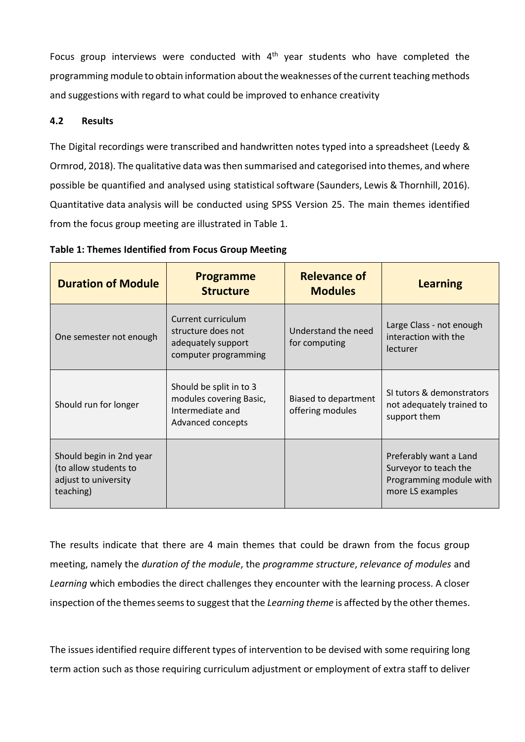Focus group interviews were conducted with 4th year students who have completed the programming module to obtain information about the weaknesses of the current teaching methods and suggestions with regard to what could be improved to enhance creativity

### 4.2 Results

The Digital recordings were transcribed and handwritten notes typed into a spreadsheet (Leedy & Ormrod, 2018). The qualitative data was then summarised and categorised into themes, and where possible be quantified and analysed using statistical software (Saunders, Lewis & Thornhill, 2016). Quantitative data analysis will be conducted using SPSS Version 25. The main themes identified from the focus group meeting are illustrated in Table 1.

**Table 1: Themes Identified from Focus Group Meeting**

| Duration of Module | Programme Structure | Relevance of Modules | Learning |
|---|---|---|---|
| One semester not enough | Current curriculum structure does not adequately support computer programming | Understand the need for computing | Large Class - not enough interaction with the lecturer |
| Should run for longer | Should be split in to 3 modules covering Basic, Intermediate and Advanced concepts | Biased to department offering modules | SI tutors & demonstrators not adequately trained to support them |
| Should begin in 2nd year (to allow students to adjust to university teaching) | | | Preferably want a Land Surveyor to teach the Programming module with more LS examples |

The results indicate that there are 4 main themes that could be drawn from the focus group meeting, namely the *duration of the module*, the *programme structure*, *relevance of modules* and *Learning* which embodies the direct challenges they encounter with the learning process. A closer inspection of the themes seems to suggest that the *Learning theme* is affected by the other themes.

The issues identified require different types of intervention to be devised with some requiring long term action such as those requiring curriculum adjustment or employment of extra staff to deliver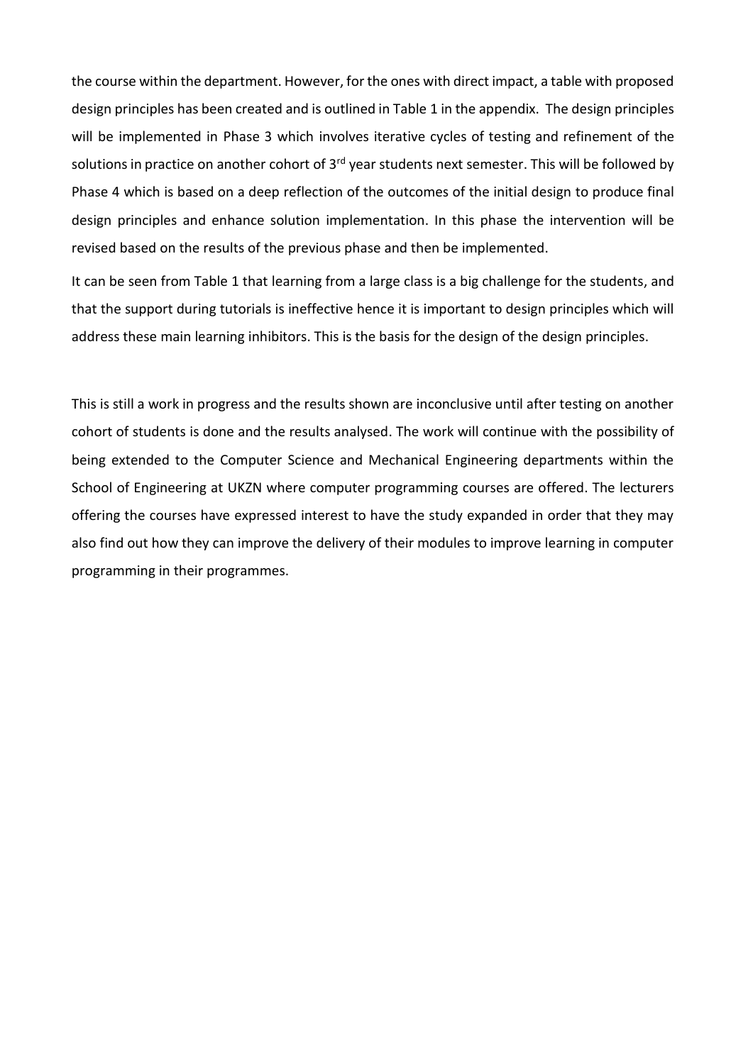the course within the department. However, for the ones with direct impact, a table with proposed design principles has been created and is outlined in Table 1 in the appendix. The design principles will be implemented in Phase 3 which involves iterative cycles of testing and refinement of the solutions in practice on another cohort of 3rd year students next semester. This will be followed by Phase 4 which is based on a deep reflection of the outcomes of the initial design to produce final design principles and enhance solution implementation. In this phase the intervention will be revised based on the results of the previous phase and then be implemented.

It can be seen from Table 1 that learning from a large class is a big challenge for the students, and that the support during tutorials is ineffective hence it is important to design principles which will address these main learning inhibitors. This is the basis for the design of the design principles.

This is still a work in progress and the results shown are inconclusive until after testing on another cohort of students is done and the results analysed. The work will continue with the possibility of being extended to the Computer Science and Mechanical Engineering departments within the School of Engineering at UKZN where computer programming courses are offered. The lecturers offering the courses have expressed interest to have the study expanded in order that they may also find out how they can improve the delivery of their modules to improve learning in computer programming in their programmes.